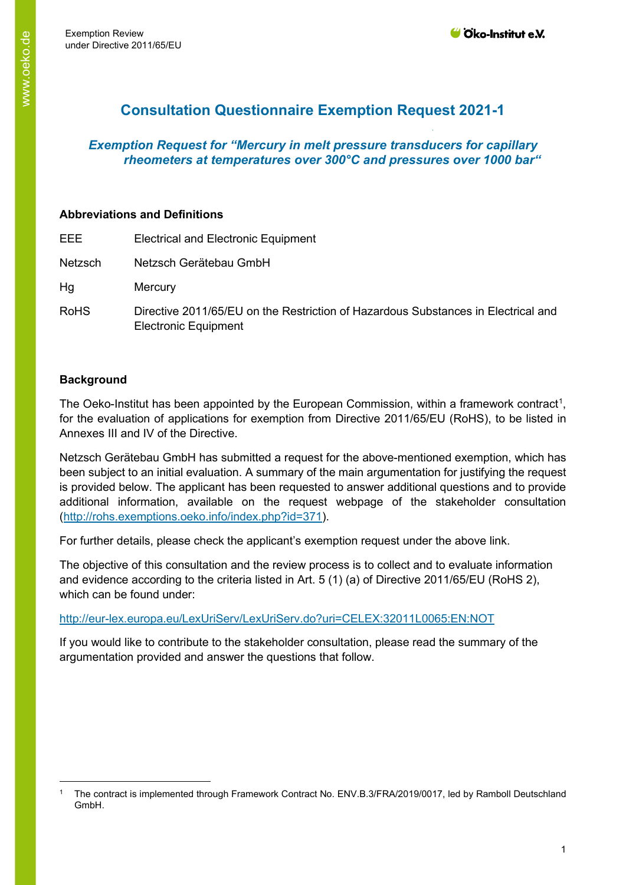# Consultation Questionnaire Exemption Request 2021-1

## *Exemption Request for "Mercury in melt pressure transducers for capillary rheometers at temperatures over 300°C and pressures over 1000 bar"*

**Abbreviations and Definitions**

| | |
|---|---|
| EEE | Electrical and Electronic Equipment |
| Netzsch | Netzsch Gerätebau GmbH |
| Hg | Mercury |
| RoHS | Directive 2011/65/EU on the Restriction of Hazardous Substances in Electrical and Electronic Equipment |

**Background**

The Oeko-Institut has been appointed by the European Commission, within a framework contract[1], for the evaluation of applications for exemption from Directive 2011/65/EU (RoHS), to be listed in Annexes III and IV of the Directive.

Netzsch Gerätebau GmbH has submitted a request for the above-mentioned exemption, which has been subject to an initial evaluation. A summary of the main argumentation for justifying the request is provided below. The applicant has been requested to answer additional questions and to provide additional information, available on the request webpage of the stakeholder consultation (http://rohs.exemptions.oeko.info/index.php?id=371).

For further details, please check the applicant's exemption request under the above link.

The objective of this consultation and the review process is to collect and to evaluate information and evidence according to the criteria listed in Art. 5 (1) (a) of Directive 2011/65/EU (RoHS 2), which can be found under:

http://eur-lex.europa.eu/LexUriServ/LexUriServ.do?uri=CELEX:32011L0065:EN:NOT

If you would like to contribute to the stakeholder consultation, please read the summary of the argumentation provided and answer the questions that follow.

---

[1] The contract is implemented through Framework Contract No. ENV.B.3/FRA/2019/0017, led by Ramboll Deutschland GmbH.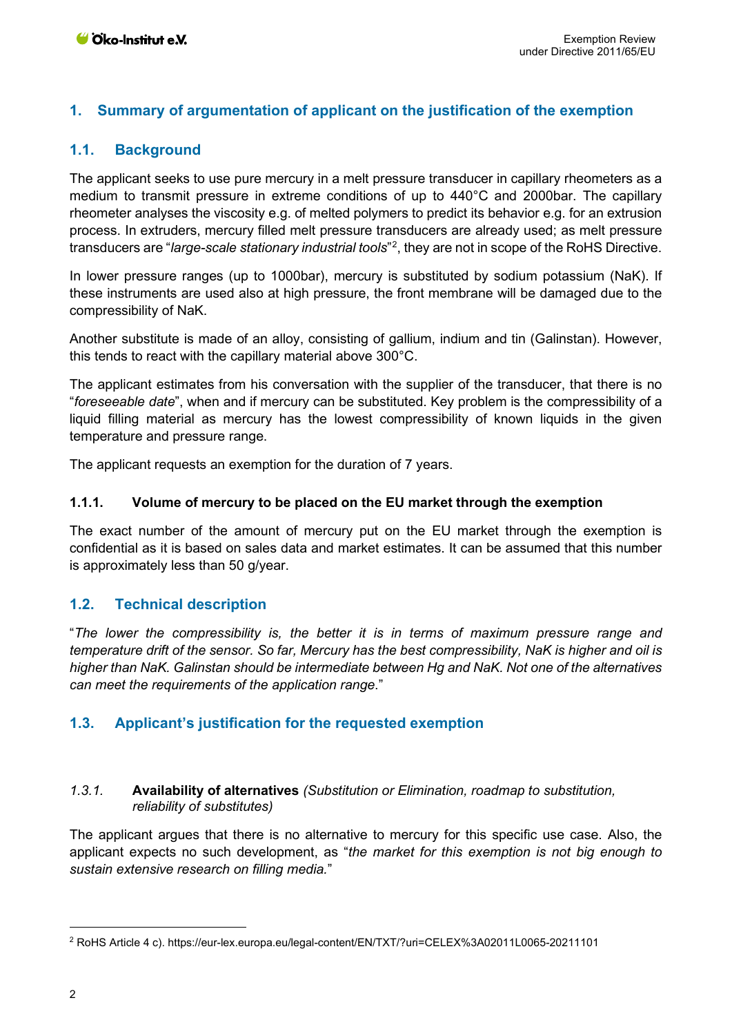## 1. Summary of argumentation of applicant on the justification of the exemption

### 1.1. Background

The applicant seeks to use pure mercury in a melt pressure transducer in capillary rheometers as a medium to transmit pressure in extreme conditions of up to 440°C and 2000bar. The capillary rheometer analyses the viscosity e.g. of melted polymers to predict its behavior e.g. for an extrusion process. In extruders, mercury filled melt pressure transducers are already used; as melt pressure transducers are "*large-scale stationary industrial tools*"[2], they are not in scope of the RoHS Directive.

In lower pressure ranges (up to 1000bar), mercury is substituted by sodium potassium (NaK). If these instruments are used also at high pressure, the front membrane will be damaged due to the compressibility of NaK.

Another substitute is made of an alloy, consisting of gallium, indium and tin (Galinstan). However, this tends to react with the capillary material above 300°C.

The applicant estimates from his conversation with the supplier of the transducer, that there is no "*foreseeable date*", when and if mercury can be substituted. Key problem is the compressibility of a liquid filling material as mercury has the lowest compressibility of known liquids in the given temperature and pressure range.

The applicant requests an exemption for the duration of 7 years.

#### 1.1.1. Volume of mercury to be placed on the EU market through the exemption

The exact number of the amount of mercury put on the EU market through the exemption is confidential as it is based on sales data and market estimates. It can be assumed that this number is approximately less than 50 g/year.

### 1.2. Technical description

"*The lower the compressibility is, the better it is in terms of maximum pressure range and temperature drift of the sensor. So far, Mercury has the best compressibility, NaK is higher and oil is higher than NaK. Galinstan should be intermediate between Hg and NaK. Not one of the alternatives can meet the requirements of the application range*."

### 1.3. Applicant's justification for the requested exemption

#### *1.3.1.* **Availability of alternatives** *(Substitution or Elimination, roadmap to substitution, reliability of substitutes)*

The applicant argues that there is no alternative to mercury for this specific use case. Also, the applicant expects no such development, as "*the market for this exemption is not big enough to sustain extensive research on filling media.*"

---

[2] RoHS Article 4 c). https://eur-lex.europa.eu/legal-content/EN/TXT/?uri=CELEX%3A02011L0065-20211101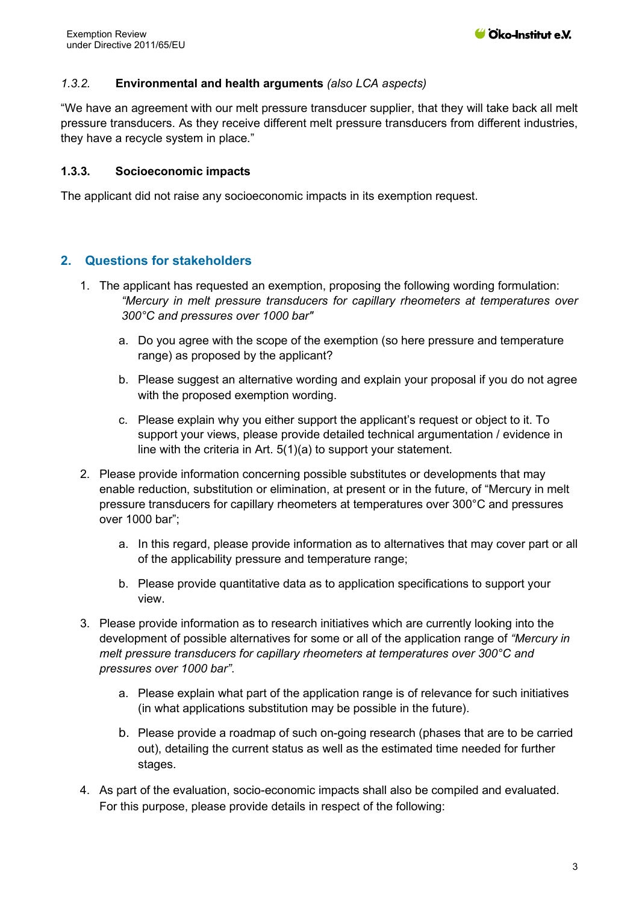### *1.3.2.* Environmental and health arguments *(also LCA aspects)*

"We have an agreement with our melt pressure transducer supplier, that they will take back all melt pressure transducers. As they receive different melt pressure transducers from different industries, they have a recycle system in place."

### 1.3.3. Socioeconomic impacts

The applicant did not raise any socioeconomic impacts in its exemption request.

## 2. Questions for stakeholders

1. The applicant has requested an exemption, proposing the following wording formulation:
   *"Mercury in melt pressure transducers for capillary rheometers at temperatures over 300°C and pressures over 1000 bar"*
   a. Do you agree with the scope of the exemption (so here pressure and temperature range) as proposed by the applicant?
   b. Please suggest an alternative wording and explain your proposal if you do not agree with the proposed exemption wording.
   c. Please explain why you either support the applicant's request or object to it. To support your views, please provide detailed technical argumentation / evidence in line with the criteria in Art. 5(1)(a) to support your statement.
2. Please provide information concerning possible substitutes or developments that may enable reduction, substitution or elimination, at present or in the future, of "Mercury in melt pressure transducers for capillary rheometers at temperatures over 300°C and pressures over 1000 bar";
   a. In this regard, please provide information as to alternatives that may cover part or all of the applicability pressure and temperature range;
   b. Please provide quantitative data as to application specifications to support your view.
3. Please provide information as to research initiatives which are currently looking into the development of possible alternatives for some or all of the application range of *"Mercury in melt pressure transducers for capillary rheometers at temperatures over 300°C and pressures over 1000 bar"*.
   a. Please explain what part of the application range is of relevance for such initiatives (in what applications substitution may be possible in the future).
   b. Please provide a roadmap of such on-going research (phases that are to be carried out), detailing the current status as well as the estimated time needed for further stages.
4. As part of the evaluation, socio-economic impacts shall also be compiled and evaluated. For this purpose, please provide details in respect of the following: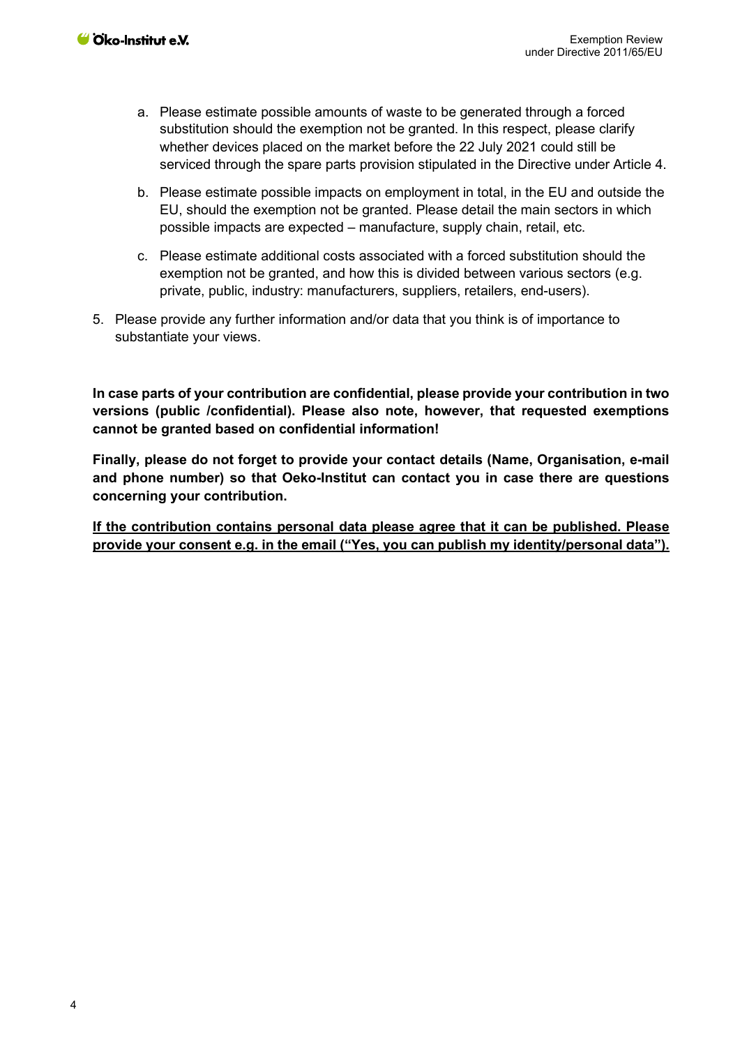a. Please estimate possible amounts of waste to be generated through a forced substitution should the exemption not be granted. In this respect, please clarify whether devices placed on the market before the 22 July 2021 could still be serviced through the spare parts provision stipulated in the Directive under Article 4.

b. Please estimate possible impacts on employment in total, in the EU and outside the EU, should the exemption not be granted. Please detail the main sectors in which possible impacts are expected – manufacture, supply chain, retail, etc.

c. Please estimate additional costs associated with a forced substitution should the exemption not be granted, and how this is divided between various sectors (e.g. private, public, industry: manufacturers, suppliers, retailers, end-users).

5. Please provide any further information and/or data that you think is of importance to substantiate your views.

**In case parts of your contribution are confidential, please provide your contribution in two versions (public /confidential). Please also note, however, that requested exemptions cannot be granted based on confidential information!**

**Finally, please do not forget to provide your contact details (Name, Organisation, e-mail and phone number) so that Oeko-Institut can contact you in case there are questions concerning your contribution.**

<u>**If the contribution contains personal data please agree that it can be published. Please provide your consent e.g. in the email ("Yes, you can publish my identity/personal data").**</u>